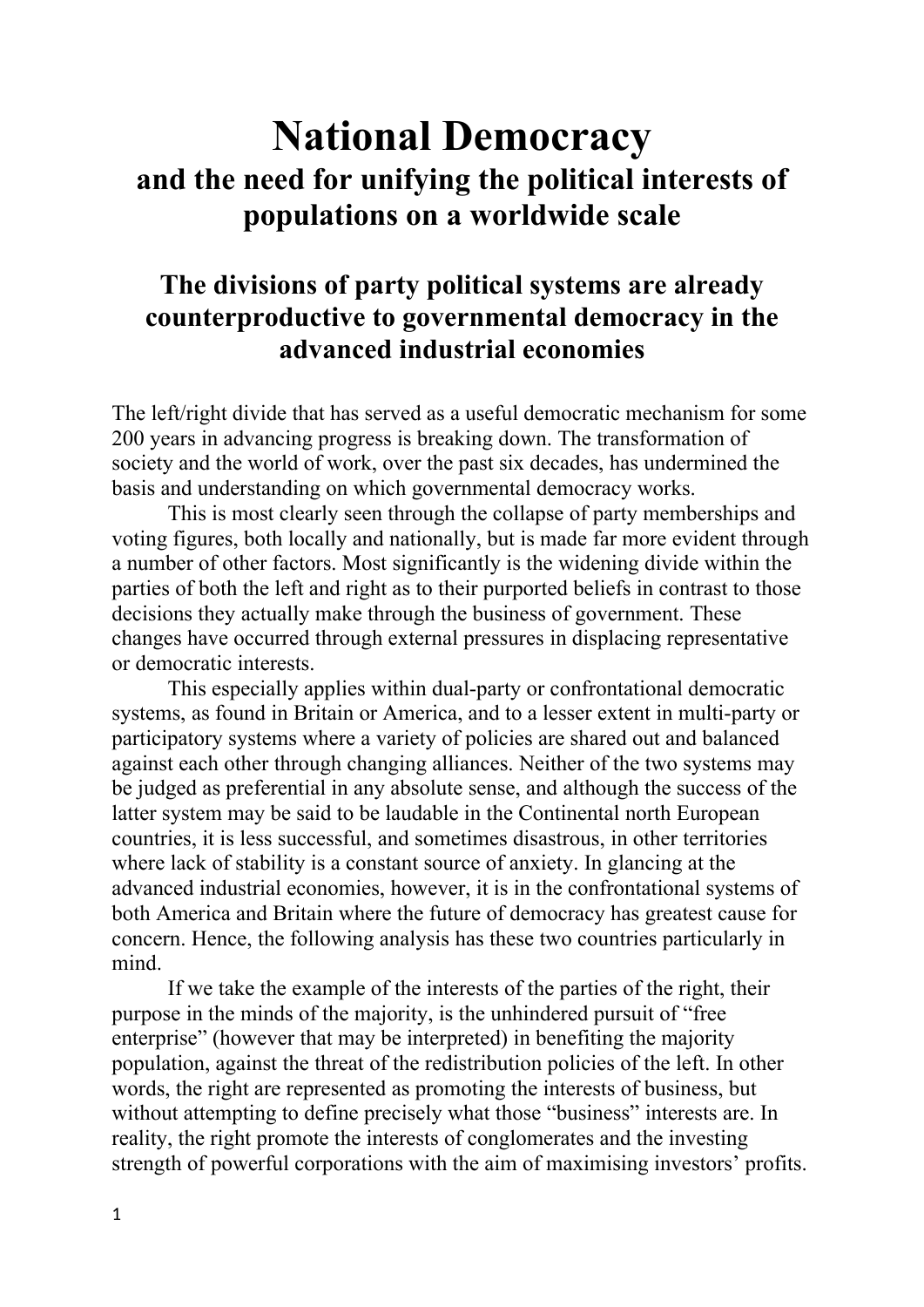# National Democracy

## and the need for unifying the political interests of populations on a worldwide scale

### The divisions of party political systems are already counterproductive to governmental democracy in the advanced industrial economies

The left/right divide that has served as a useful democratic mechanism for some 200 years in advancing progress is breaking down. The transformation of society and the world of work, over the past six decades, has undermined the basis and understanding on which governmental democracy works.

This is most clearly seen through the collapse of party memberships and voting figures, both locally and nationally, but is made far more evident through a number of other factors. Most significantly is the widening divide within the parties of both the left and right as to their purported beliefs in contrast to those decisions they actually make through the business of government. These changes have occurred through external pressures in displacing representative or democratic interests.

This especially applies within dual-party or confrontational democratic systems, as found in Britain or America, and to a lesser extent in multi-party or participatory systems where a variety of policies are shared out and balanced against each other through changing alliances. Neither of the two systems may be judged as preferential in any absolute sense, and although the success of the latter system may be said to be laudable in the Continental north European countries, it is less successful, and sometimes disastrous, in other territories where lack of stability is a constant source of anxiety. In glancing at the advanced industrial economies, however, it is in the confrontational systems of both America and Britain where the future of democracy has greatest cause for concern. Hence, the following analysis has these two countries particularly in mind.

If we take the example of the interests of the parties of the right, their purpose in the minds of the majority, is the unhindered pursuit of "free enterprise" (however that may be interpreted) in benefiting the majority population, against the threat of the redistribution policies of the left. In other words, the right are represented as promoting the interests of business, but without attempting to define precisely what those "business" interests are. In reality, the right promote the interests of conglomerates and the investing strength of powerful corporations with the aim of maximising investors' profits.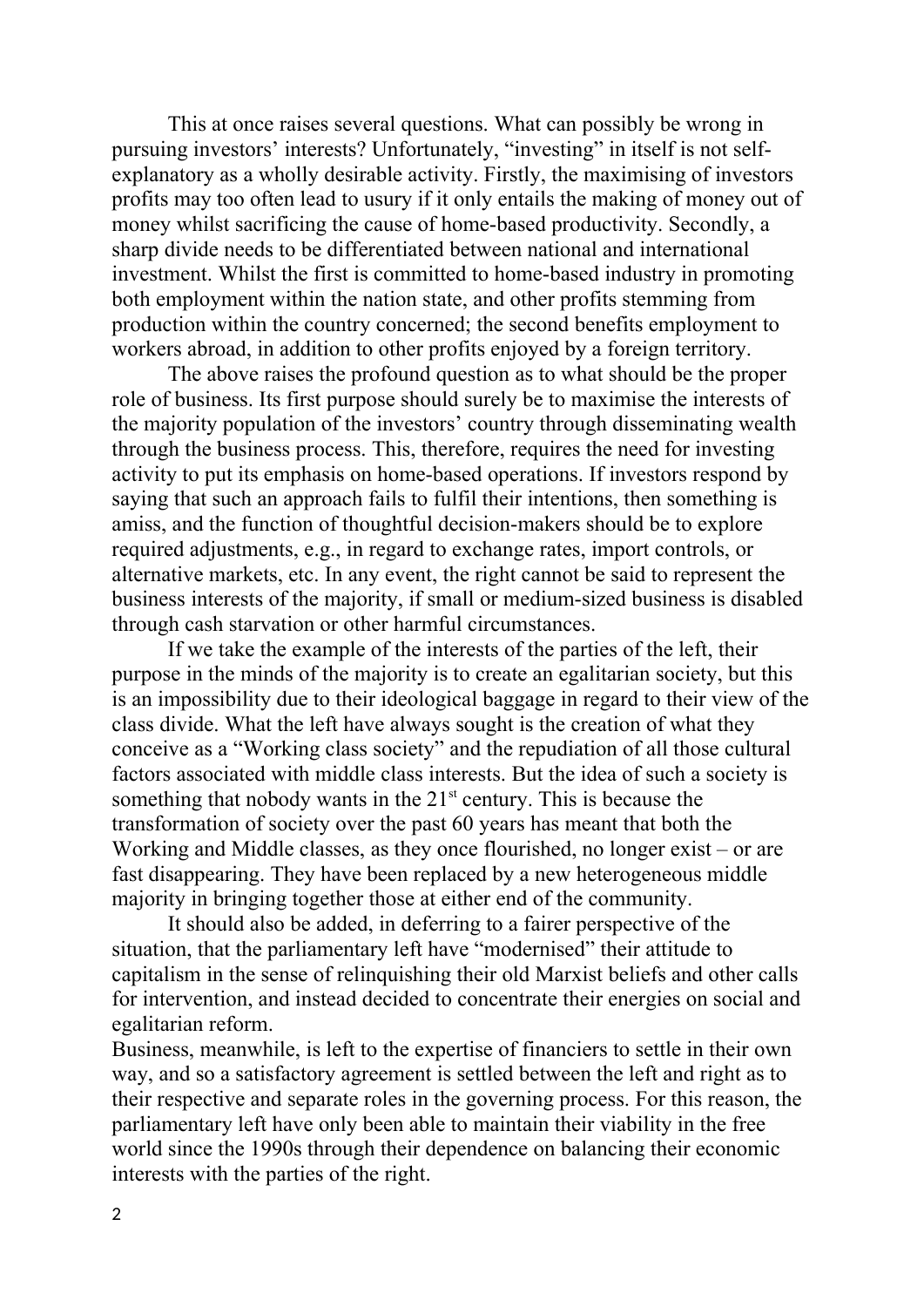This at once raises several questions. What can possibly be wrong in pursuing investors' interests? Unfortunately, "investing" in itself is not self-explanatory as a wholly desirable activity. Firstly, the maximising of investors profits may too often lead to usury if it only entails the making of money out of money whilst sacrificing the cause of home-based productivity. Secondly, a sharp divide needs to be differentiated between national and international investment. Whilst the first is committed to home-based industry in promoting both employment within the nation state, and other profits stemming from production within the country concerned; the second benefits employment to workers abroad, in addition to other profits enjoyed by a foreign territory.

The above raises the profound question as to what should be the proper role of business. Its first purpose should surely be to maximise the interests of the majority population of the investors' country through disseminating wealth through the business process. This, therefore, requires the need for investing activity to put its emphasis on home-based operations. If investors respond by saying that such an approach fails to fulfil their intentions, then something is amiss, and the function of thoughtful decision-makers should be to explore required adjustments, e.g., in regard to exchange rates, import controls, or alternative markets, etc. In any event, the right cannot be said to represent the business interests of the majority, if small or medium-sized business is disabled through cash starvation or other harmful circumstances.

If we take the example of the interests of the parties of the left, their purpose in the minds of the majority is to create an egalitarian society, but this is an impossibility due to their ideological baggage in regard to their view of the class divide. What the left have always sought is the creation of what they conceive as a "Working class society" and the repudiation of all those cultural factors associated with middle class interests. But the idea of such a society is something that nobody wants in the 21st century. This is because the transformation of society over the past 60 years has meant that both the Working and Middle classes, as they once flourished, no longer exist – or are fast disappearing. They have been replaced by a new heterogeneous middle majority in bringing together those at either end of the community.

It should also be added, in deferring to a fairer perspective of the situation, that the parliamentary left have "modernised" their attitude to capitalism in the sense of relinquishing their old Marxist beliefs and other calls for intervention, and instead decided to concentrate their energies on social and egalitarian reform.

Business, meanwhile, is left to the expertise of financiers to settle in their own way, and so a satisfactory agreement is settled between the left and right as to their respective and separate roles in the governing process. For this reason, the parliamentary left have only been able to maintain their viability in the free world since the 1990s through their dependence on balancing their economic interests with the parties of the right.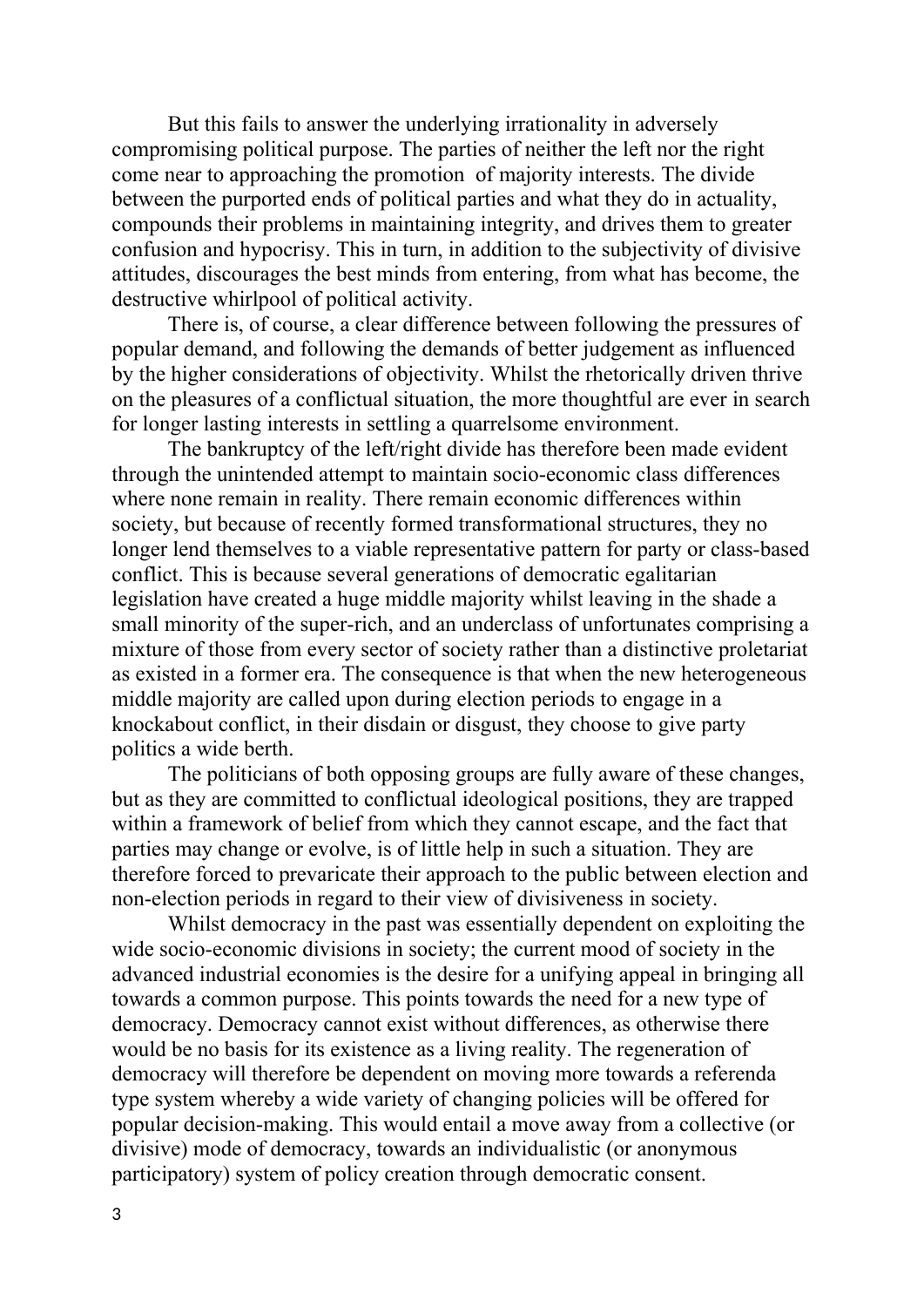But this fails to answer the underlying irrationality in adversely compromising political purpose. The parties of neither the left nor the right come near to approaching the promotion of majority interests. The divide between the purported ends of political parties and what they do in actuality, compounds their problems in maintaining integrity, and drives them to greater confusion and hypocrisy. This in turn, in addition to the subjectivity of divisive attitudes, discourages the best minds from entering, from what has become, the destructive whirlpool of political activity.

There is, of course, a clear difference between following the pressures of popular demand, and following the demands of better judgement as influenced by the higher considerations of objectivity. Whilst the rhetorically driven thrive on the pleasures of a conflictual situation, the more thoughtful are ever in search for longer lasting interests in settling a quarrelsome environment.

The bankruptcy of the left/right divide has therefore been made evident through the unintended attempt to maintain socio-economic class differences where none remain in reality. There remain economic differences within society, but because of recently formed transformational structures, they no longer lend themselves to a viable representative pattern for party or class-based conflict. This is because several generations of democratic egalitarian legislation have created a huge middle majority whilst leaving in the shade a small minority of the super-rich, and an underclass of unfortunates comprising a mixture of those from every sector of society rather than a distinctive proletariat as existed in a former era. The consequence is that when the new heterogeneous middle majority are called upon during election periods to engage in a knockabout conflict, in their disdain or disgust, they choose to give party politics a wide berth.

The politicians of both opposing groups are fully aware of these changes, but as they are committed to conflictual ideological positions, they are trapped within a framework of belief from which they cannot escape, and the fact that parties may change or evolve, is of little help in such a situation. They are therefore forced to prevaricate their approach to the public between election and non-election periods in regard to their view of divisiveness in society.

Whilst democracy in the past was essentially dependent on exploiting the wide socio-economic divisions in society; the current mood of society in the advanced industrial economies is the desire for a unifying appeal in bringing all towards a common purpose. This points towards the need for a new type of democracy. Democracy cannot exist without differences, as otherwise there would be no basis for its existence as a living reality. The regeneration of democracy will therefore be dependent on moving more towards a referenda type system whereby a wide variety of changing policies will be offered for popular decision-making. This would entail a move away from a collective (or divisive) mode of democracy, towards an individualistic (or anonymous participatory) system of policy creation through democratic consent.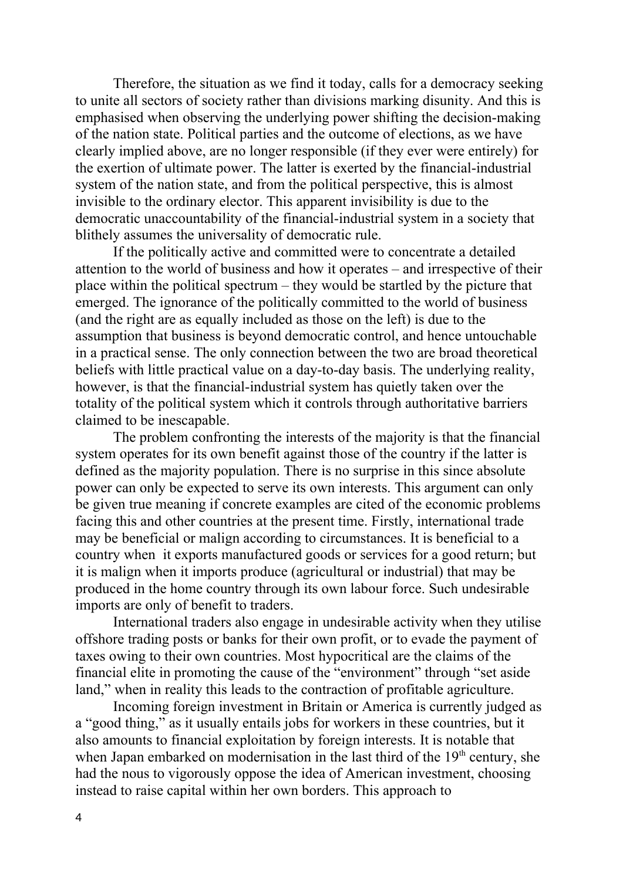Therefore, the situation as we find it today, calls for a democracy seeking to unite all sectors of society rather than divisions marking disunity. And this is emphasised when observing the underlying power shifting the decision-making of the nation state. Political parties and the outcome of elections, as we have clearly implied above, are no longer responsible (if they ever were entirely) for the exertion of ultimate power. The latter is exerted by the financial-industrial system of the nation state, and from the political perspective, this is almost invisible to the ordinary elector. This apparent invisibility is due to the democratic unaccountability of the financial-industrial system in a society that blithely assumes the universality of democratic rule.

If the politically active and committed were to concentrate a detailed attention to the world of business and how it operates – and irrespective of their place within the political spectrum – they would be startled by the picture that emerged. The ignorance of the politically committed to the world of business (and the right are as equally included as those on the left) is due to the assumption that business is beyond democratic control, and hence untouchable in a practical sense. The only connection between the two are broad theoretical beliefs with little practical value on a day-to-day basis. The underlying reality, however, is that the financial-industrial system has quietly taken over the totality of the political system which it controls through authoritative barriers claimed to be inescapable.

The problem confronting the interests of the majority is that the financial system operates for its own benefit against those of the country if the latter is defined as the majority population. There is no surprise in this since absolute power can only be expected to serve its own interests. This argument can only be given true meaning if concrete examples are cited of the economic problems facing this and other countries at the present time. Firstly, international trade may be beneficial or malign according to circumstances. It is beneficial to a country when it exports manufactured goods or services for a good return; but it is malign when it imports produce (agricultural or industrial) that may be produced in the home country through its own labour force. Such undesirable imports are only of benefit to traders.

International traders also engage in undesirable activity when they utilise offshore trading posts or banks for their own profit, or to evade the payment of taxes owing to their own countries. Most hypocritical are the claims of the financial elite in promoting the cause of the "environment" through "set aside land," when in reality this leads to the contraction of profitable agriculture.

Incoming foreign investment in Britain or America is currently judged as a "good thing," as it usually entails jobs for workers in these countries, but it also amounts to financial exploitation by foreign interests. It is notable that when Japan embarked on modernisation in the last third of the 19th century, she had the nous to vigorously oppose the idea of American investment, choosing instead to raise capital within her own borders. This approach to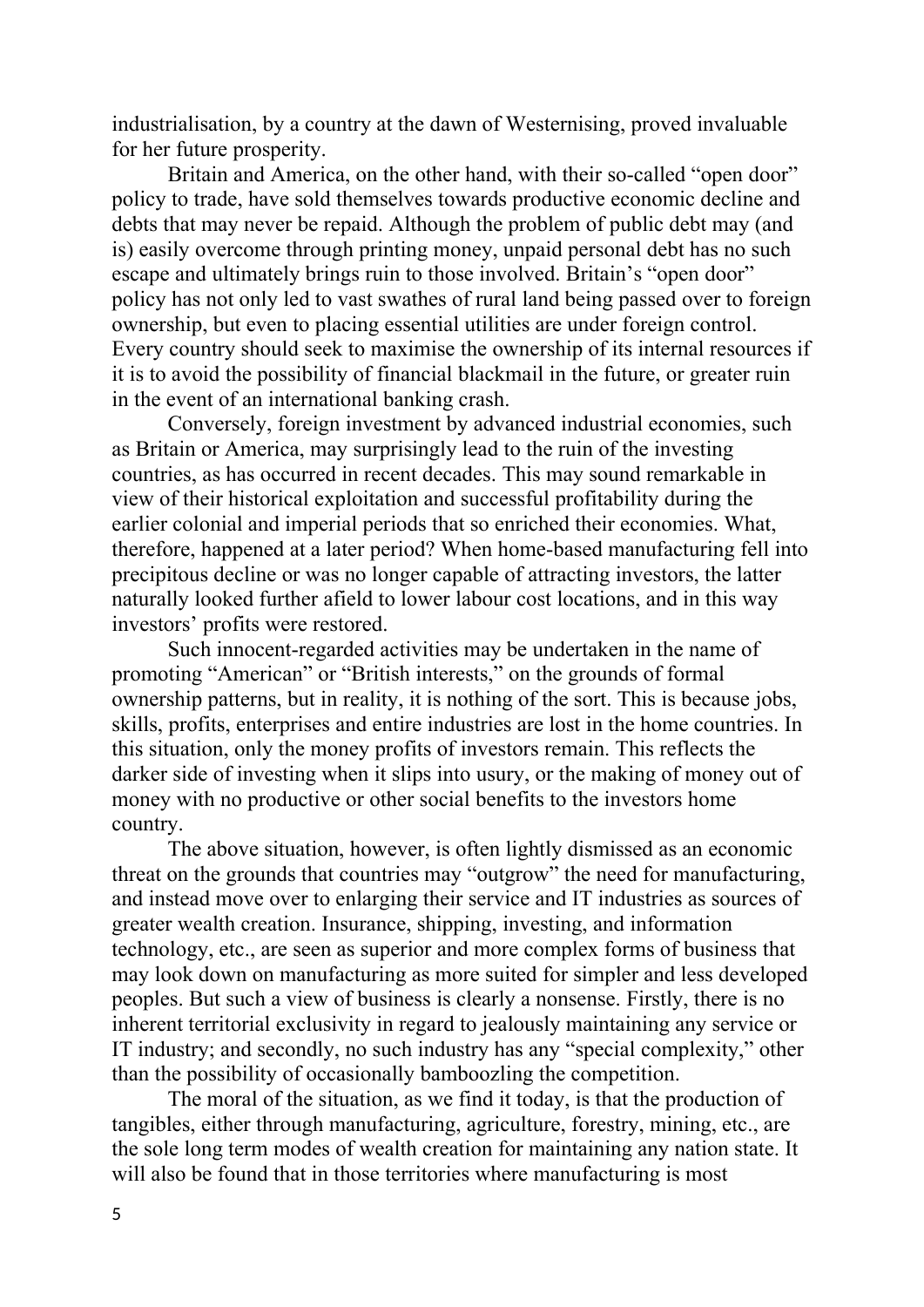industrialisation, by a country at the dawn of Westernising, proved invaluable for her future prosperity.

Britain and America, on the other hand, with their so-called "open door" policy to trade, have sold themselves towards productive economic decline and debts that may never be repaid. Although the problem of public debt may (and is) easily overcome through printing money, unpaid personal debt has no such escape and ultimately brings ruin to those involved. Britain's "open door" policy has not only led to vast swathes of rural land being passed over to foreign ownership, but even to placing essential utilities are under foreign control. Every country should seek to maximise the ownership of its internal resources if it is to avoid the possibility of financial blackmail in the future, or greater ruin in the event of an international banking crash.

Conversely, foreign investment by advanced industrial economies, such as Britain or America, may surprisingly lead to the ruin of the investing countries, as has occurred in recent decades. This may sound remarkable in view of their historical exploitation and successful profitability during the earlier colonial and imperial periods that so enriched their economies. What, therefore, happened at a later period? When home-based manufacturing fell into precipitous decline or was no longer capable of attracting investors, the latter naturally looked further afield to lower labour cost locations, and in this way investors' profits were restored.

Such innocent-regarded activities may be undertaken in the name of promoting "American" or "British interests," on the grounds of formal ownership patterns, but in reality, it is nothing of the sort. This is because jobs, skills, profits, enterprises and entire industries are lost in the home countries. In this situation, only the money profits of investors remain. This reflects the darker side of investing when it slips into usury, or the making of money out of money with no productive or other social benefits to the investors home country.

The above situation, however, is often lightly dismissed as an economic threat on the grounds that countries may "outgrow" the need for manufacturing, and instead move over to enlarging their service and IT industries as sources of greater wealth creation. Insurance, shipping, investing, and information technology, etc., are seen as superior and more complex forms of business that may look down on manufacturing as more suited for simpler and less developed peoples. But such a view of business is clearly a nonsense. Firstly, there is no inherent territorial exclusivity in regard to jealously maintaining any service or IT industry; and secondly, no such industry has any "special complexity," other than the possibility of occasionally bamboozling the competition.

The moral of the situation, as we find it today, is that the production of tangibles, either through manufacturing, agriculture, forestry, mining, etc., are the sole long term modes of wealth creation for maintaining any nation state. It will also be found that in those territories where manufacturing is most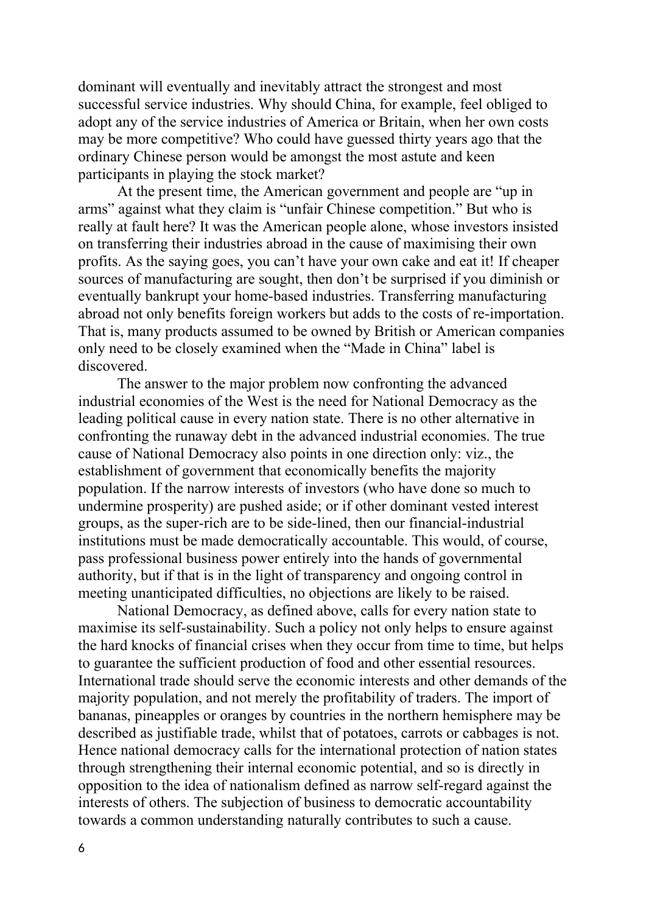dominant will eventually and inevitably attract the strongest and most successful service industries. Why should China, for example, feel obliged to adopt any of the service industries of America or Britain, when her own costs may be more competitive? Who could have guessed thirty years ago that the ordinary Chinese person would be amongst the most astute and keen participants in playing the stock market?

At the present time, the American government and people are "up in arms" against what they claim is "unfair Chinese competition." But who is really at fault here? It was the American people alone, whose investors insisted on transferring their industries abroad in the cause of maximising their own profits. As the saying goes, you can't have your own cake and eat it! If cheaper sources of manufacturing are sought, then don't be surprised if you diminish or eventually bankrupt your home-based industries. Transferring manufacturing abroad not only benefits foreign workers but adds to the costs of re-importation. That is, many products assumed to be owned by British or American companies only need to be closely examined when the "Made in China" label is discovered.

The answer to the major problem now confronting the advanced industrial economies of the West is the need for National Democracy as the leading political cause in every nation state. There is no other alternative in confronting the runaway debt in the advanced industrial economies. The true cause of National Democracy also points in one direction only: viz., the establishment of government that economically benefits the majority population. If the narrow interests of investors (who have done so much to undermine prosperity) are pushed aside; or if other dominant vested interest groups, as the super-rich are to be side-lined, then our financial-industrial institutions must be made democratically accountable. This would, of course, pass professional business power entirely into the hands of governmental authority, but if that is in the light of transparency and ongoing control in meeting unanticipated difficulties, no objections are likely to be raised.

National Democracy, as defined above, calls for every nation state to maximise its self-sustainability. Such a policy not only helps to ensure against the hard knocks of financial crises when they occur from time to time, but helps to guarantee the sufficient production of food and other essential resources. International trade should serve the economic interests and other demands of the majority population, and not merely the profitability of traders. The import of bananas, pineapples or oranges by countries in the northern hemisphere may be described as justifiable trade, whilst that of potatoes, carrots or cabbages is not. Hence national democracy calls for the international protection of nation states through strengthening their internal economic potential, and so is directly in opposition to the idea of nationalism defined as narrow self-regard against the interests of others. The subjection of business to democratic accountability towards a common understanding naturally contributes to such a cause.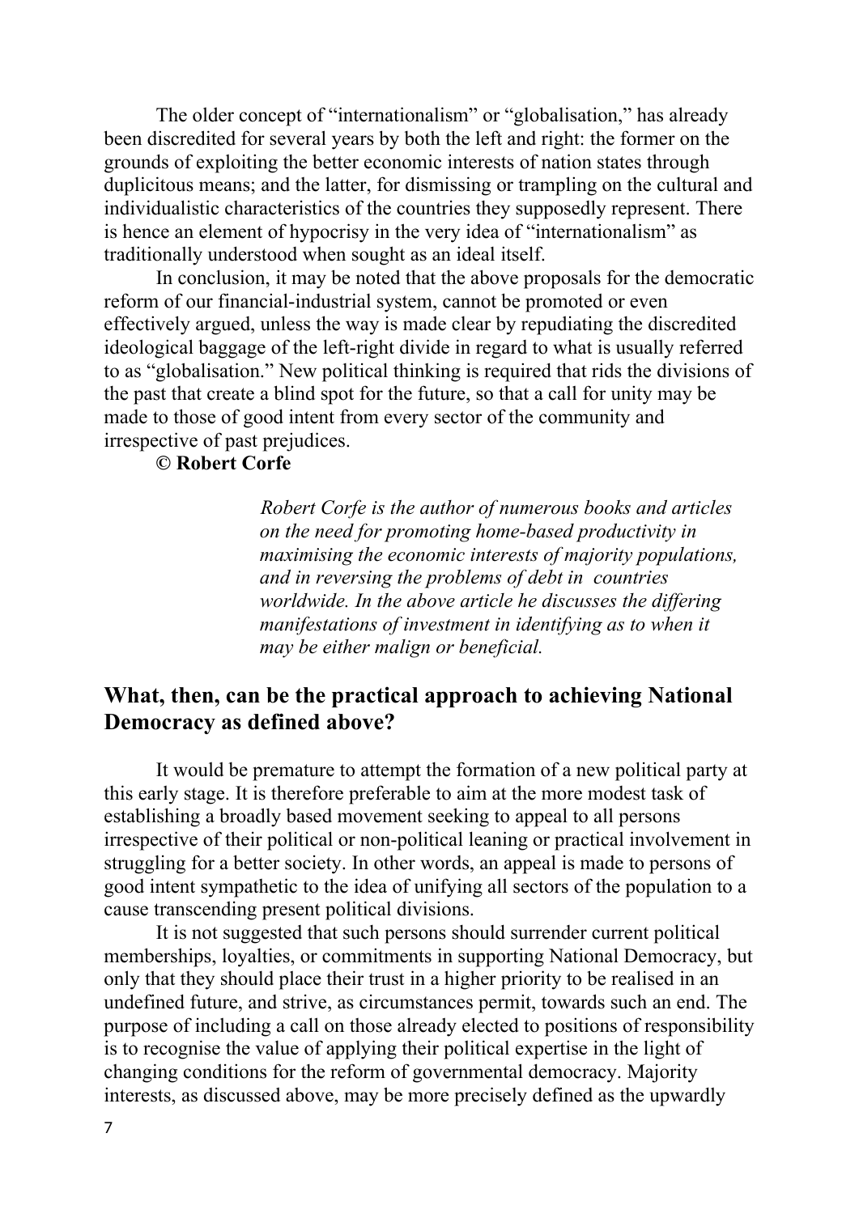The older concept of "internationalism" or "globalisation," has already been discredited for several years by both the left and right: the former on the grounds of exploiting the better economic interests of nation states through duplicitous means; and the latter, for dismissing or trampling on the cultural and individualistic characteristics of the countries they supposedly represent. There is hence an element of hypocrisy in the very idea of "internationalism" as traditionally understood when sought as an ideal itself.

In conclusion, it may be noted that the above proposals for the democratic reform of our financial-industrial system, cannot be promoted or even effectively argued, unless the way is made clear by repudiating the discredited ideological baggage of the left-right divide in regard to what is usually referred to as "globalisation." New political thinking is required that rids the divisions of the past that create a blind spot for the future, so that a call for unity may be made to those of good intent from every sector of the community and irrespective of past prejudices.

**© Robert Corfe**

*Robert Corfe is the author of numerous books and articles on the need for promoting home-based productivity in maximising the economic interests of majority populations, and in reversing the problems of debt in countries worldwide. In the above article he discusses the differing manifestations of investment in identifying as to when it may be either malign or beneficial.*

## What, then, can be the practical approach to achieving National Democracy as defined above?

It would be premature to attempt the formation of a new political party at this early stage. It is therefore preferable to aim at the more modest task of establishing a broadly based movement seeking to appeal to all persons irrespective of their political or non-political leaning or practical involvement in struggling for a better society. In other words, an appeal is made to persons of good intent sympathetic to the idea of unifying all sectors of the population to a cause transcending present political divisions.

It is not suggested that such persons should surrender current political memberships, loyalties, or commitments in supporting National Democracy, but only that they should place their trust in a higher priority to be realised in an undefined future, and strive, as circumstances permit, towards such an end. The purpose of including a call on those already elected to positions of responsibility is to recognise the value of applying their political expertise in the light of changing conditions for the reform of governmental democracy. Majority interests, as discussed above, may be more precisely defined as the upwardly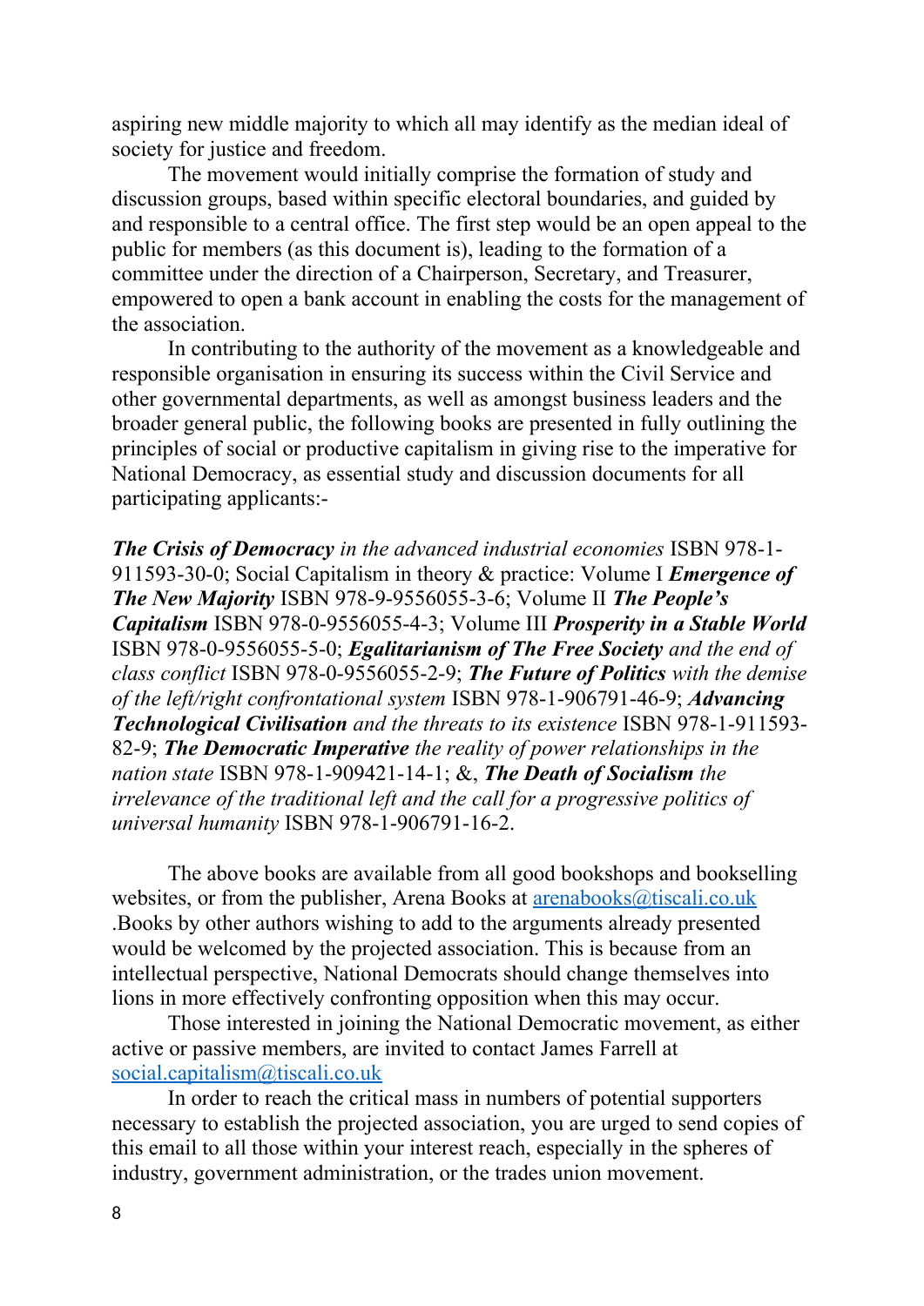aspiring new middle majority to which all may identify as the median ideal of society for justice and freedom.

The movement would initially comprise the formation of study and discussion groups, based within specific electoral boundaries, and guided by and responsible to a central office. The first step would be an open appeal to the public for members (as this document is), leading to the formation of a committee under the direction of a Chairperson, Secretary, and Treasurer, empowered to open a bank account in enabling the costs for the management of the association.

In contributing to the authority of the movement as a knowledgeable and responsible organisation in ensuring its success within the Civil Service and other governmental departments, as well as amongst business leaders and the broader general public, the following books are presented in fully outlining the principles of social or productive capitalism in giving rise to the imperative for National Democracy, as essential study and discussion documents for all participating applicants:-

***The Crisis of Democracy*** *in the advanced industrial economies* ISBN 978-1-911593-30-0; Social Capitalism in theory & practice: Volume I ***Emergence of The New Majority*** ISBN 978-9-9556055-3-6; Volume II ***The People's Capitalism*** ISBN 978-0-9556055-4-3; Volume III ***Prosperity in a Stable World*** ISBN 978-0-9556055-5-0; ***Egalitarianism of The Free Society*** *and the end of class conflict* ISBN 978-0-9556055-2-9; ***The Future of Politics*** *with the demise of the left/right confrontational system* ISBN 978-1-906791-46-9; ***Advancing Technological Civilisation*** *and the threats to its existence* ISBN 978-1-911593-82-9; ***The Democratic Imperative*** *the reality of power relationships in the nation state* ISBN 978-1-909421-14-1; &, ***The Death of Socialism*** *the irrelevance of the traditional left and the call for a progressive politics of universal humanity* ISBN 978-1-906791-16-2.

The above books are available from all good bookshops and bookselling websites, or from the publisher, Arena Books at arenabooks@tiscali.co.uk .Books by other authors wishing to add to the arguments already presented would be welcomed by the projected association. This is because from an intellectual perspective, National Democrats should change themselves into lions in more effectively confronting opposition when this may occur.

Those interested in joining the National Democratic movement, as either active or passive members, are invited to contact James Farrell at social.capitalism@tiscali.co.uk

In order to reach the critical mass in numbers of potential supporters necessary to establish the projected association, you are urged to send copies of this email to all those within your interest reach, especially in the spheres of industry, government administration, or the trades union movement.